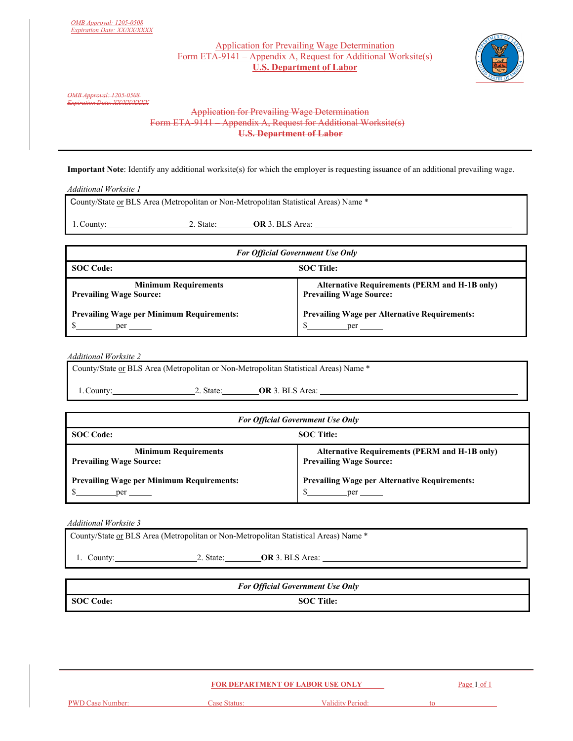OMB Approval: 1205-0508
Expiration Date: XX/XX/XXXX

# Application for Prevailing Wage Determination
## Form ETA-9141 – Appendix A, Request for Additional Worksite(s)
## U.S. Department of Labor

~~OMB Approval: 1205-0508~~
~~Expiration Date: XX/XX/XXXX~~

~~Application for Prevailing Wage Determination~~
~~Form ETA-9141 – Appendix A, Request for Additional Worksite(s)~~
~~U.S. Department of Labor~~

**Important Note**: Identify any additional worksite(s) for which the employer is requesting issuance of an additional prevailing wage.

*Additional Worksite 1*

County/State or BLS Area (Metropolitan or Non-Metropolitan Statistical Areas) Name *

1. County:____________________ 2. State:________ **OR** 3. BLS Area: ______________________________________________

| *For Official Government Use Only* | |
|---|---|
| **SOC Code:** | **SOC Title:** |
| **Minimum Requirements**<br>**Prevailing Wage Source:**<br><br>**Prevailing Wage per Minimum Requirements:**<br>$__________per _____ | **Alternative Requirements (PERM and H-1B only)**<br>**Prevailing Wage Source:**<br><br>**Prevailing Wage per Alternative Requirements:**<br>$__________per _____ |

*Additional Worksite 2*

County/State or BLS Area (Metropolitan or Non-Metropolitan Statistical Areas) Name *

1. County:____________________ 2. State:________ **OR** 3. BLS Area: ______________________________________________

| *For Official Government Use Only* | |
|---|---|
| **SOC Code:** | **SOC Title:** |
| **Minimum Requirements**<br>**Prevailing Wage Source:**<br><br>**Prevailing Wage per Minimum Requirements:**<br>$__________per _____ | **Alternative Requirements (PERM and H-1B only)**<br>**Prevailing Wage Source:**<br><br>**Prevailing Wage per Alternative Requirements:**<br>$__________per _____ |

*Additional Worksite 3*

County/State or BLS Area (Metropolitan or Non-Metropolitan Statistical Areas) Name *

1. County:____________________ 2. State:________ **OR** 3. BLS Area: ______________________________________________

| *For Official Government Use Only* | |
|---|---|
| **SOC Code:** | **SOC Title:** |

**FOR DEPARTMENT OF LABOR USE ONLY**

PWD Case Number: ____________________ Case Status: ____________________ Validity Period: __________ to __________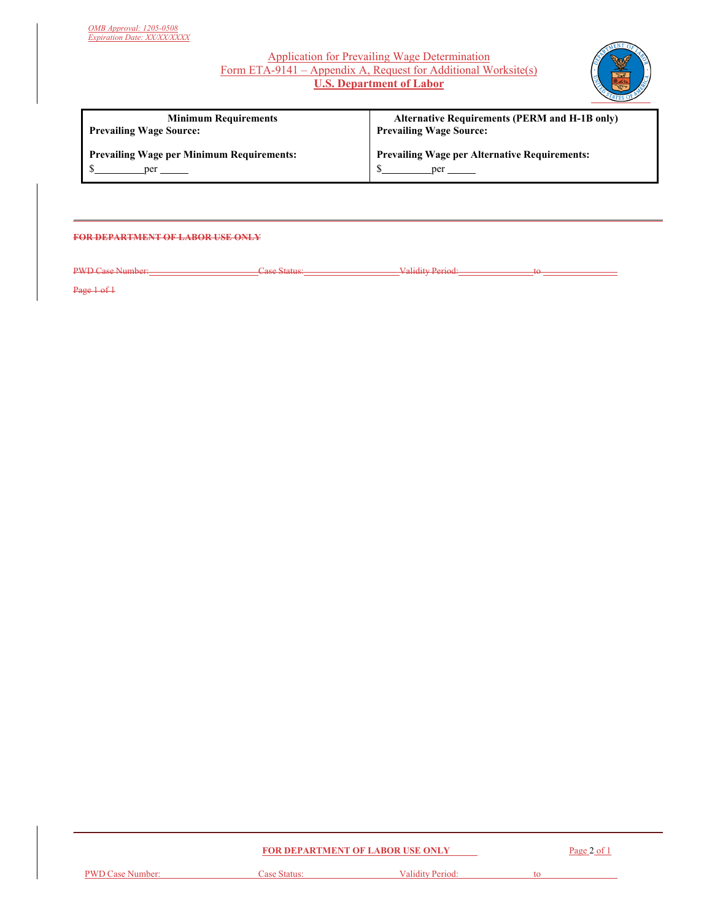*OMB Approval: 1205-0508*
*Expiration Date: XX/XX/XXXX*

# Application for Prevailing Wage Determination
## Form ETA-9141 – Appendix A, Request for Additional Worksite(s)
## **U.S. Department of Labor**

| **Minimum Requirements** | **Alternative Requirements (PERM and H-1B only)** |
|---|---|
| **Prevailing Wage Source:** | **Prevailing Wage Source:** |
| **Prevailing Wage per Minimum Requirements:** $\_\_\_\_\_\_\_\_\_\_ per \_\_\_\_\_\_ | **Prevailing Wage per Alternative Requirements:** $\_\_\_\_\_\_\_\_\_\_ per \_\_\_\_\_\_ |

~~**FOR DEPARTMENT OF LABOR USE ONLY**~~

~~PWD Case Number: \_\_\_\_\_\_\_\_\_\_\_\_\_\_\_\_\_\_\_\_\_\_\_\_ Case Status: \_\_\_\_\_\_\_\_\_\_\_\_\_\_\_\_\_\_\_\_\_ Validity Period: \_\_\_\_\_\_\_\_\_\_\_\_\_\_\_\_\_ to \_\_\_\_\_\_\_\_\_\_\_\_\_\_\_\_\_~~

~~Page 1 of 1~~

**FOR DEPARTMENT OF LABOR USE ONLY**

PWD Case Number: \_\_\_\_\_\_\_\_\_\_\_\_\_\_\_\_\_\_\_\_\_\_\_\_ Case Status: \_\_\_\_\_\_\_\_\_\_\_\_\_\_\_\_\_\_\_\_\_ Validity Period: \_\_\_\_\_\_\_\_\_\_\_\_\_\_\_\_\_ to \_\_\_\_\_\_\_\_\_\_\_\_\_\_\_\_\_